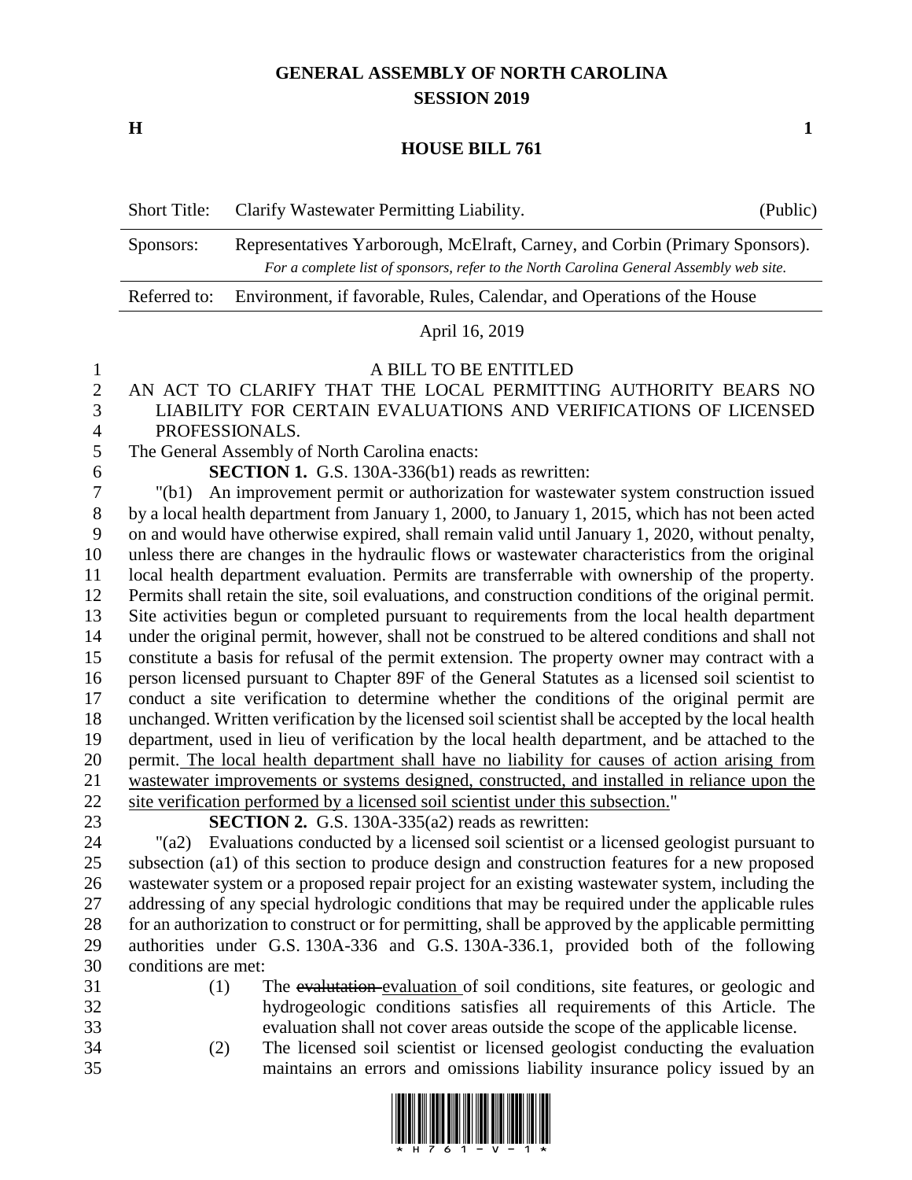# GENERAL ASSEMBLY OF NORTH CAROLINA
## SESSION 2019

**H** **1**

## HOUSE BILL 761

| | | |
|---|---|---|
| Short Title: | Clarify Wastewater Permitting Liability. | (Public) |
| Sponsors: | Representatives Yarborough, McElraft, Carney, and Corbin (Primary Sponsors). *For a complete list of sponsors, refer to the North Carolina General Assembly web site.* | |
| Referred to: | Environment, if favorable, Rules, Calendar, and Operations of the House | |

April 16, 2019

A BILL TO BE ENTITLED

AN ACT TO CLARIFY THAT THE LOCAL PERMITTING AUTHORITY BEARS NO LIABILITY FOR CERTAIN EVALUATIONS AND VERIFICATIONS OF LICENSED PROFESSIONALS.

The General Assembly of North Carolina enacts:

**SECTION 1.** G.S. 130A-336(b1) reads as rewritten:

"(b1) An improvement permit or authorization for wastewater system construction issued by a local health department from January 1, 2000, to January 1, 2015, which has not been acted on and would have otherwise expired, shall remain valid until January 1, 2020, without penalty, unless there are changes in the hydraulic flows or wastewater characteristics from the original local health department evaluation. Permits are transferrable with ownership of the property. Permits shall retain the site, soil evaluations, and construction conditions of the original permit. Site activities begun or completed pursuant to requirements from the local health department under the original permit, however, shall not be construed to be altered conditions and shall not constitute a basis for refusal of the permit extension. The property owner may contract with a person licensed pursuant to Chapter 89F of the General Statutes as a licensed soil scientist to conduct a site verification to determine whether the conditions of the original permit are unchanged. Written verification by the licensed soil scientist shall be accepted by the local health department, used in lieu of verification by the local health department, and be attached to the permit. <u>The local health department shall have no liability for causes of action arising from wastewater improvements or systems designed, constructed, and installed in reliance upon the site verification performed by a licensed soil scientist under this subsection.</u>"

**SECTION 2.** G.S. 130A-335(a2) reads as rewritten:

"(a2) Evaluations conducted by a licensed soil scientist or a licensed geologist pursuant to subsection (a1) of this section to produce design and construction features for a new proposed wastewater system or a proposed repair project for an existing wastewater system, including the addressing of any special hydrologic conditions that may be required under the applicable rules for an authorization to construct or for permitting, shall be approved by the applicable permitting authorities under G.S. 130A-336 and G.S. 130A-336.1, provided both of the following conditions are met:

(1) The ~~evalutation~~ <u>evaluation</u> of soil conditions, site features, or geologic and hydrogeologic conditions satisfies all requirements of this Article. The evaluation shall not cover areas outside the scope of the applicable license.

(2) The licensed soil scientist or licensed geologist conducting the evaluation maintains an errors and omissions liability insurance policy issued by an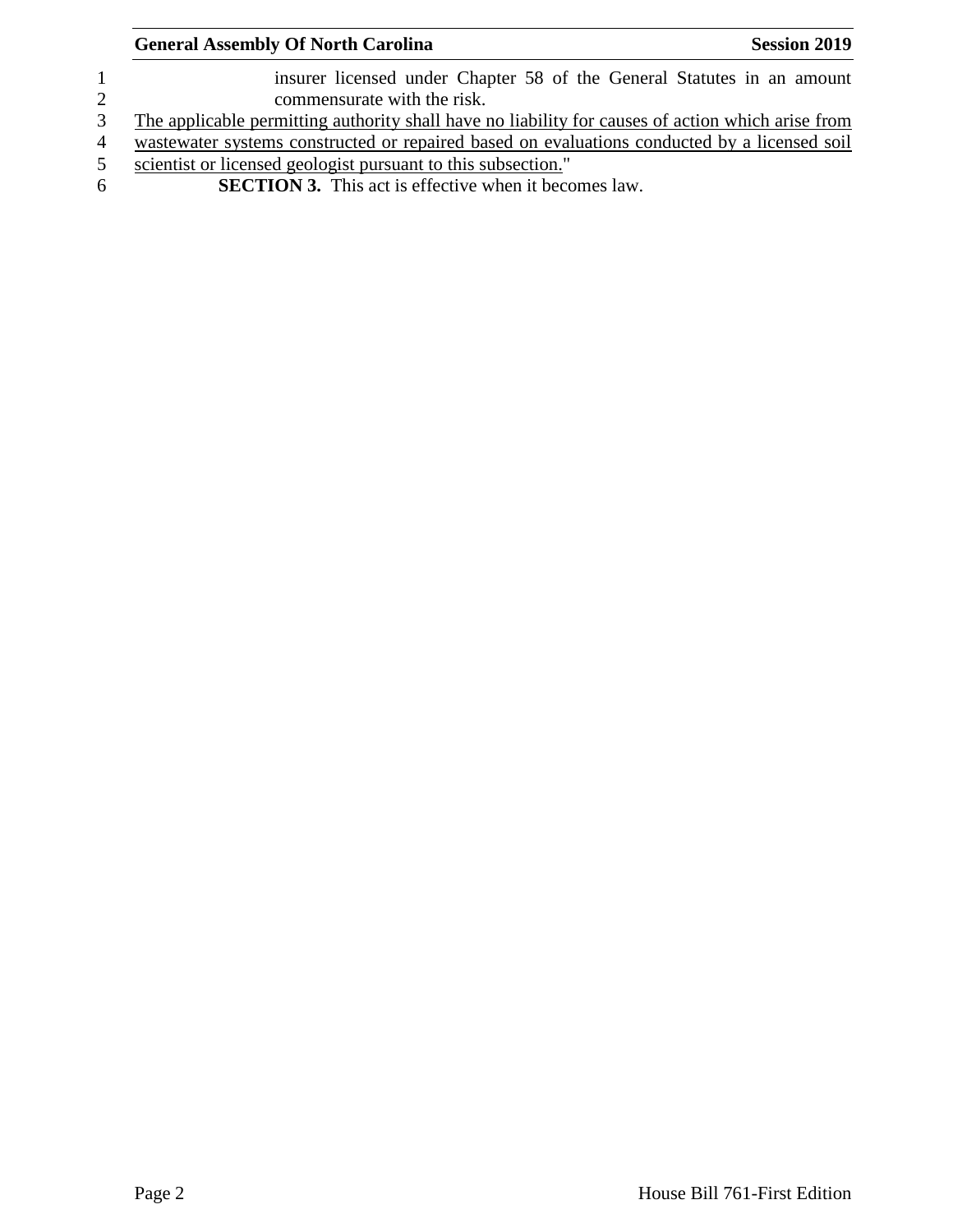insurer licensed under Chapter 58 of the General Statutes in an amount commensurate with the risk.

<u>The applicable permitting authority shall have no liability for causes of action which arise from wastewater systems constructed or repaired based on evaluations conducted by a licensed soil scientist or licensed geologist pursuant to this subsection.</u>"

**SECTION 3.** This act is effective when it becomes law.